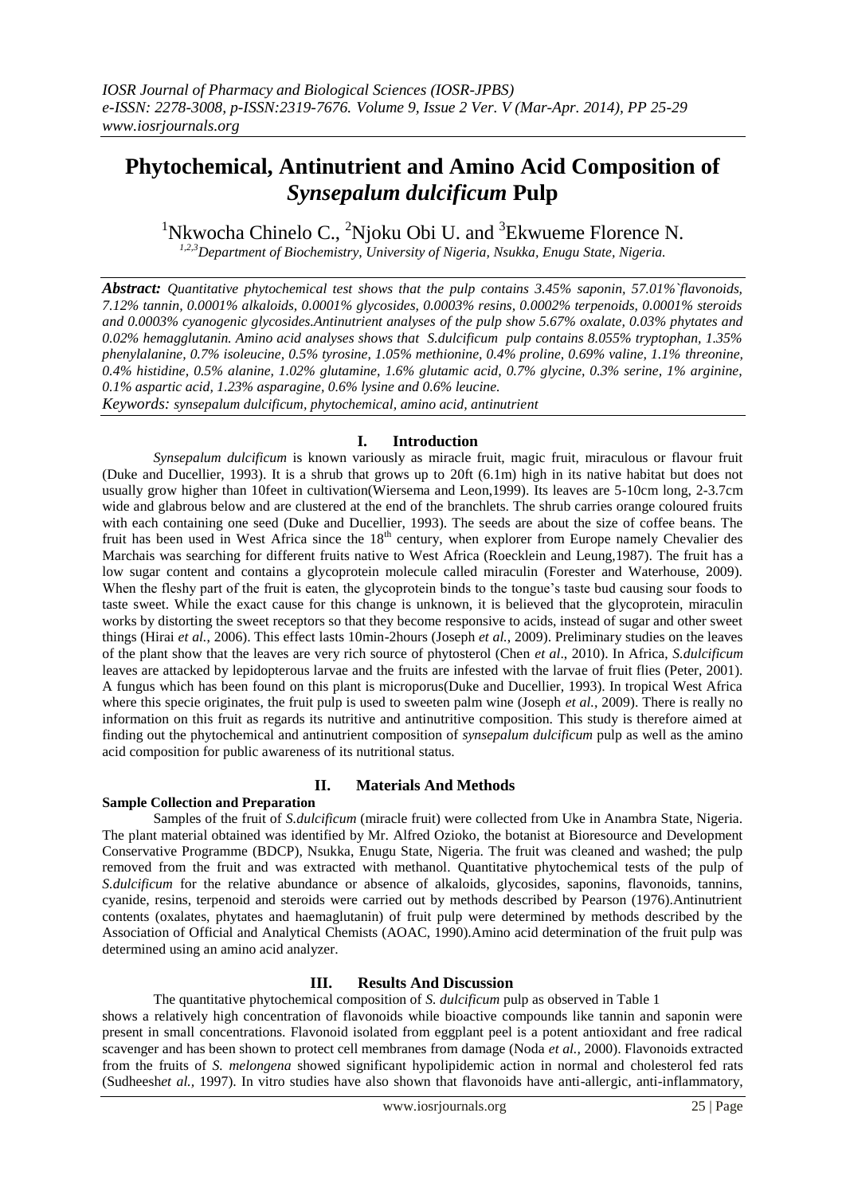# Phytochemical, Antinutrient and Amino Acid Composition of *Synsepalum dulcificum* Pulp

[1]Nkwocha Chinelo C., [2]Njoku Obi U. and [3]Ekwueme Florence N.

[1,2,3]*Department of Biochemistry, University of Nigeria, Nsukka, Enugu State, Nigeria.*

***Abstract:*** *Quantitative phytochemical test shows that the pulp contains 3.45% saponin, 57.01%`flavonoids, 7.12% tannin, 0.0001% alkaloids, 0.0001% glycosides, 0.0003% resins, 0.0002% terpenoids, 0.0001% steroids and 0.0003% cyanogenic glycosides.Antinutrient analyses of the pulp show 5.67% oxalate, 0.03% phytates and 0.02% hemagglutanin. Amino acid analyses shows that S.dulcificum pulp contains 8.055% tryptophan, 1.35% phenylalanine, 0.7% isoleucine, 0.5% tyrosine, 1.05% methionine, 0.4% proline, 0.69% valine, 1.1% threonine, 0.4% histidine, 0.5% alanine, 1.02% glutamine, 1.6% glutamic acid, 0.7% glycine, 0.3% serine, 1% arginine, 0.1% aspartic acid, 1.23% asparagine, 0.6% lysine and 0.6% leucine.*

***Keywords:*** *synsepalum dulcificum, phytochemical, amino acid, antinutrient*

## I. Introduction

*Synsepalum dulcificum* is known variously as miracle fruit, magic fruit, miraculous or flavour fruit (Duke and Ducellier, 1993). It is a shrub that grows up to 20ft (6.1m) high in its native habitat but does not usually grow higher than 10feet in cultivation(Wiersema and Leon,1999). Its leaves are 5-10cm long, 2-3.7cm wide and glabrous below and are clustered at the end of the branchlets. The shrub carries orange coloured fruits with each containing one seed (Duke and Ducellier, 1993). The seeds are about the size of coffee beans. The fruit has been used in West Africa since the 18[th] century, when explorer from Europe namely Chevalier des Marchais was searching for different fruits native to West Africa (Roecklein and Leung,1987). The fruit has a low sugar content and contains a glycoprotein molecule called miraculin (Forester and Waterhouse, 2009). When the fleshy part of the fruit is eaten, the glycoprotein binds to the tongue's taste bud causing sour foods to taste sweet. While the exact cause for this change is unknown, it is believed that the glycoprotein, miraculin works by distorting the sweet receptors so that they become responsive to acids, instead of sugar and other sweet things (Hirai *et al.*, 2006). This effect lasts 10min-2hours (Joseph *et al.*, 2009). Preliminary studies on the leaves of the plant show that the leaves are very rich source of phytosterol (Chen *et al*., 2010). In Africa, *S.dulcificum* leaves are attacked by lepidopterous larvae and the fruits are infested with the larvae of fruit flies (Peter, 2001). A fungus which has been found on this plant is microporus(Duke and Ducellier, 1993). In tropical West Africa where this specie originates, the fruit pulp is used to sweeten palm wine (Joseph *et al.*, 2009). There is really no information on this fruit as regards its nutritive and antinutritive composition. This study is therefore aimed at finding out the phytochemical and antinutrient composition of *synsepalum dulcificum* pulp as well as the amino acid composition for public awareness of its nutritional status.

## II. Materials And Methods

**Sample Collection and Preparation**

Samples of the fruit of *S.dulcificum* (miracle fruit) were collected from Uke in Anambra State, Nigeria. The plant material obtained was identified by Mr. Alfred Ozioko, the botanist at Bioresource and Development Conservative Programme (BDCP), Nsukka, Enugu State, Nigeria. The fruit was cleaned and washed; the pulp removed from the fruit and was extracted with methanol. Quantitative phytochemical tests of the pulp of *S.dulcificum* for the relative abundance or absence of alkaloids, glycosides, saponins, flavonoids, tannins, cyanide, resins, terpenoid and steroids were carried out by methods described by Pearson (1976).Antinutrient contents (oxalates, phytates and haemaglutanin) of fruit pulp were determined by methods described by the Association of Official and Analytical Chemists (AOAC, 1990).Amino acid determination of the fruit pulp was determined using an amino acid analyzer.

## III. Results And Discussion

The quantitative phytochemical composition of *S. dulcificum* pulp as observed in Table 1 shows a relatively high concentration of flavonoids while bioactive compounds like tannin and saponin were present in small concentrations. Flavonoid isolated from eggplant peel is a potent antioxidant and free radical scavenger and has been shown to protect cell membranes from damage (Noda *et al.,* 2000). Flavonoids extracted from the fruits of *S. melongena* showed significant hypolipidemic action in normal and cholesterol fed rats (Sudheesh*et al.,* 1997). In vitro studies have also shown that flavonoids have anti-allergic, anti-inflammatory,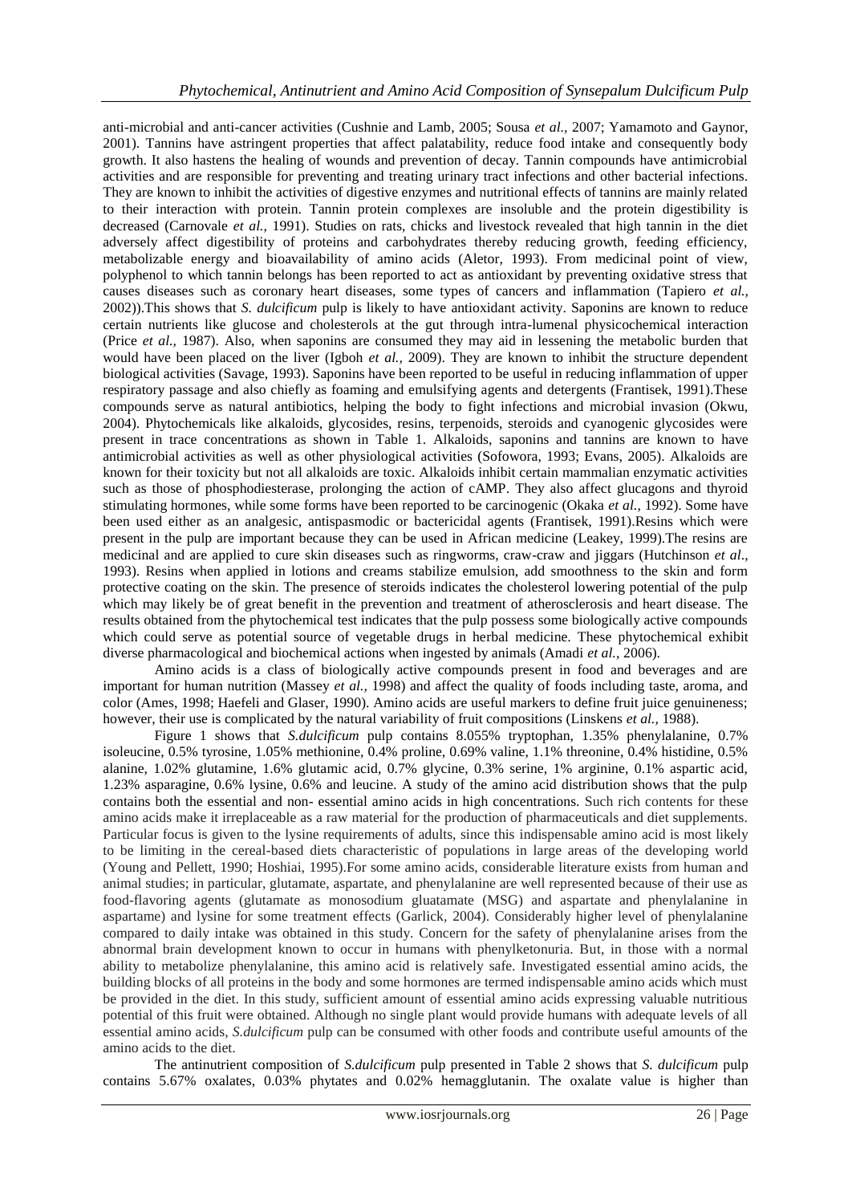anti-microbial and anti-cancer activities (Cushnie and Lamb, 2005; Sousa *et al.,* 2007; Yamamoto and Gaynor, 2001). Tannins have astringent properties that affect palatability, reduce food intake and consequently body growth. It also hastens the healing of wounds and prevention of decay. Tannin compounds have antimicrobial activities and are responsible for preventing and treating urinary tract infections and other bacterial infections. They are known to inhibit the activities of digestive enzymes and nutritional effects of tannins are mainly related to their interaction with protein. Tannin protein complexes are insoluble and the protein digestibility is decreased (Carnovale *et al.,* 1991). Studies on rats, chicks and livestock revealed that high tannin in the diet adversely affect digestibility of proteins and carbohydrates thereby reducing growth, feeding efficiency, metabolizable energy and bioavailability of amino acids (Aletor, 1993). From medicinal point of view, polyphenol to which tannin belongs has been reported to act as antioxidant by preventing oxidative stress that causes diseases such as coronary heart diseases, some types of cancers and inflammation (Tapiero *et al.,* 2002)).This shows that *S. dulcificum* pulp is likely to have antioxidant activity. Saponins are known to reduce certain nutrients like glucose and cholesterols at the gut through intra-lumenal physicochemical interaction (Price *et al.,* 1987). Also, when saponins are consumed they may aid in lessening the metabolic burden that would have been placed on the liver (Igboh *et al.,* 2009). They are known to inhibit the structure dependent biological activities (Savage, 1993). Saponins have been reported to be useful in reducing inflammation of upper respiratory passage and also chiefly as foaming and emulsifying agents and detergents (Frantisek, 1991).These compounds serve as natural antibiotics, helping the body to fight infections and microbial invasion (Okwu, 2004). Phytochemicals like alkaloids, glycosides, resins, terpenoids, steroids and cyanogenic glycosides were present in trace concentrations as shown in Table 1. Alkaloids, saponins and tannins are known to have antimicrobial activities as well as other physiological activities (Sofowora, 1993; Evans, 2005). Alkaloids are known for their toxicity but not all alkaloids are toxic. Alkaloids inhibit certain mammalian enzymatic activities such as those of phosphodiesterase, prolonging the action of cAMP. They also affect glucagons and thyroid stimulating hormones, while some forms have been reported to be carcinogenic (Okaka *et al.,* 1992). Some have been used either as an analgesic, antispasmodic or bactericidal agents (Frantisek, 1991).Resins which were present in the pulp are important because they can be used in African medicine (Leakey, 1999).The resins are medicinal and are applied to cure skin diseases such as ringworms, craw-craw and jiggars (Hutchinson *et al*., 1993). Resins when applied in lotions and creams stabilize emulsion, add smoothness to the skin and form protective coating on the skin. The presence of steroids indicates the cholesterol lowering potential of the pulp which may likely be of great benefit in the prevention and treatment of atherosclerosis and heart disease. The results obtained from the phytochemical test indicates that the pulp possess some biologically active compounds which could serve as potential source of vegetable drugs in herbal medicine. These phytochemical exhibit diverse pharmacological and biochemical actions when ingested by animals (Amadi *et al.,* 2006).

Amino acids is a class of biologically active compounds present in food and beverages and are important for human nutrition (Massey *et al.,* 1998) and affect the quality of foods including taste, aroma, and color (Ames, 1998; Haefeli and Glaser, 1990). Amino acids are useful markers to define fruit juice genuineness; however, their use is complicated by the natural variability of fruit compositions (Linskens *et al.,* 1988).

Figure 1 shows that *S.dulcificum* pulp contains 8.055% tryptophan, 1.35% phenylalanine, 0.7% isoleucine, 0.5% tyrosine, 1.05% methionine, 0.4% proline, 0.69% valine, 1.1% threonine, 0.4% histidine, 0.5% alanine, 1.02% glutamine, 1.6% glutamic acid, 0.7% glycine, 0.3% serine, 1% arginine, 0.1% aspartic acid, 1.23% asparagine, 0.6% lysine, 0.6% and leucine. A study of the amino acid distribution shows that the pulp contains both the essential and non- essential amino acids in high concentrations. Such rich contents for these amino acids make it irreplaceable as a raw material for the production of pharmaceuticals and diet supplements. Particular focus is given to the lysine requirements of adults, since this indispensable amino acid is most likely to be limiting in the cereal-based diets characteristic of populations in large areas of the developing world (Young and Pellett, 1990; Hoshiai, 1995).For some amino acids, considerable literature exists from human and animal studies; in particular, glutamate, aspartate, and phenylalanine are well represented because of their use as food-flavoring agents (glutamate as monosodium gluatamate (MSG) and aspartate and phenylalanine in aspartame) and lysine for some treatment effects (Garlick, 2004). Considerably higher level of phenylalanine compared to daily intake was obtained in this study. Concern for the safety of phenylalanine arises from the abnormal brain development known to occur in humans with phenylketonuria. But, in those with a normal ability to metabolize phenylalanine, this amino acid is relatively safe. Investigated essential amino acids, the building blocks of all proteins in the body and some hormones are termed indispensable amino acids which must be provided in the diet. In this study, sufficient amount of essential amino acids expressing valuable nutritious potential of this fruit were obtained. Although no single plant would provide humans with adequate levels of all essential amino acids, *S.dulcificum* pulp can be consumed with other foods and contribute useful amounts of the amino acids to the diet.

The antinutrient composition of *S.dulcificum* pulp presented in Table 2 shows that *S. dulcificum* pulp contains 5.67% oxalates, 0.03% phytates and 0.02% hemagglutanin. The oxalate value is higher than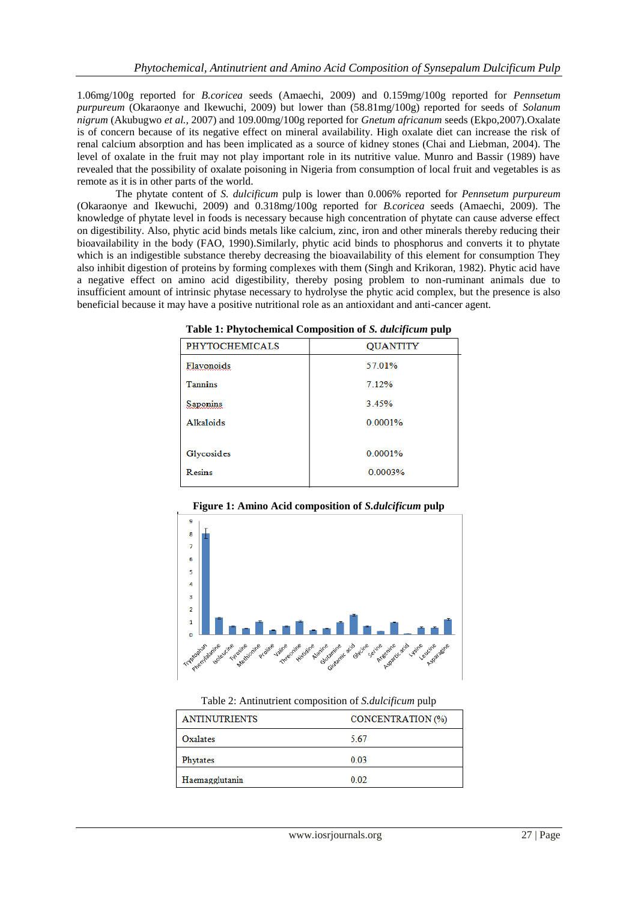1.06mg/100g reported for *B.coricea* seeds (Amaechi, 2009) and 0.159mg/100g reported for *Pennsetum purpureum* (Okaraonye and Ikewuchi, 2009) but lower than (58.81mg/100g) reported for seeds of *Solanum nigrum* (Akubugwo *et al.,* 2007) and 109.00mg/100g reported for *Gnetum africanum* seeds (Ekpo,2007).Oxalate is of concern because of its negative effect on mineral availability. High oxalate diet can increase the risk of renal calcium absorption and has been implicated as a source of kidney stones (Chai and Liebman, 2004). The level of oxalate in the fruit may not play important role in its nutritive value. Munro and Bassir (1989) have revealed that the possibility of oxalate poisoning in Nigeria from consumption of local fruit and vegetables is as remote as it is in other parts of the world.

The phytate content of *S. dulcificum* pulp is lower than 0.006% reported for *Pennsetum purpureum* (Okaraonye and Ikewuchi, 2009) and 0.318mg/100g reported for *B.coricea* seeds (Amaechi, 2009). The knowledge of phytate level in foods is necessary because high concentration of phytate can cause adverse effect on digestibility. Also, phytic acid binds metals like calcium, zinc, iron and other minerals thereby reducing their bioavailability in the body (FAO, 1990).Similarly, phytic acid binds to phosphorus and converts it to phytate which is an indigestible substance thereby decreasing the bioavailability of this element for consumption They also inhibit digestion of proteins by forming complexes with them (Singh and Krikoran, 1982). Phytic acid have a negative effect on amino acid digestibility, thereby posing problem to non-ruminant animals due to insufficient amount of intrinsic phytase necessary to hydrolyse the phytic acid complex, but the presence is also beneficial because it may have a positive nutritional role as an antioxidant and anti-cancer agent.

**Table 1: Phytochemical Composition of *S. dulcificum* pulp**

| PHYTOCHEMICALS | QUANTITY |
|---|---|
| Flavonoids | 57.01% |
| Tannins | 7.12% |
| Saponins | 3.45% |
| Alkaloids | 0.0001% |
| Glycosides | 0.0001% |
| Resins | 0.0003% |

**Figure 1: Amino Acid composition of *S.dulcificum* pulp**

9
8
7
6
5
4
3
2
1
0

Tryptophan, Phenylalanine, Isoleucine, Tyrosine, Methionine, Proline, Valine, Threonine, Histidine, Alanine, Glutamine, Glutamic acid, Glycine, Serine, Argenine, Aspartic acid, Lysine, Leucine, Asparagine

Table 2: Antinutrient composition of *S.dulcificum* pulp

| ANTINUTRIENTS | CONCENTRATION (%) |
|---|---|
| Oxalates | 5.67 |
| Phytates | 0.03 |
| Haemagglutanin | 0.02 |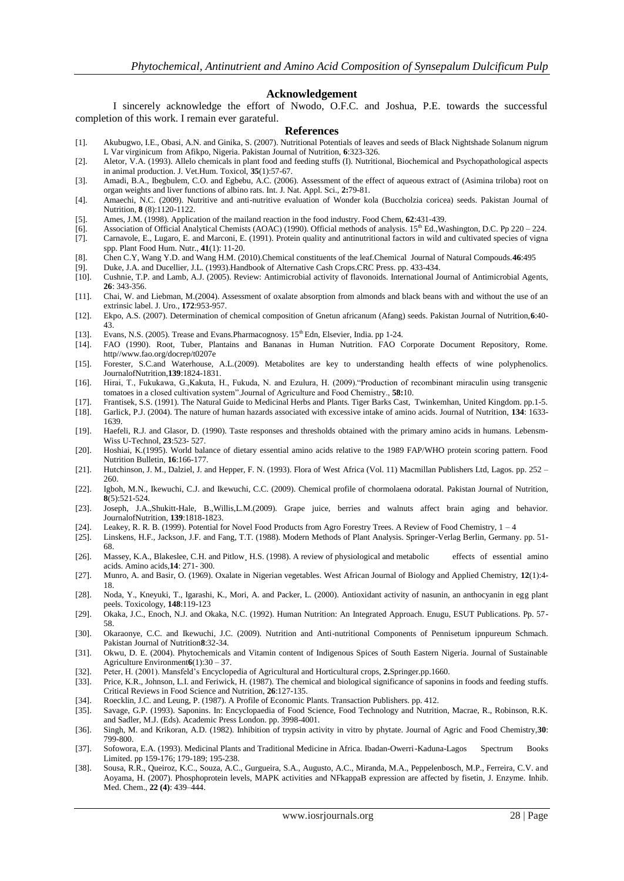## Acknowledgement

I sincerely acknowledge the effort of Nwodo, O.F.C. and Joshua, P.E. towards the successful completion of this work. I remain ever garateful.

## References

[1]. Akubugwo, I.E., Obasi, A.N. and Ginika, S. (2007). Nutritional Potentials of leaves and seeds of Black Nightshade Solanum nigrum L Var virginicum from Afikpo, Nigeria. Pakistan Journal of Nutrition, **6**:323-326.

[2]. Aletor, V.A. (1993). Allelo chemicals in plant food and feeding stuffs (I). Nutritional, Biochemical and Psychopathological aspects in animal production. J. Vet.Hum. Toxicol, **35**(1):57-67.

[3]. Amadi, B.A., Ibegbulem, C.O. and Egbebu, A.C. (2006). Assessment of the effect of aqueous extract of (Asimina triloba) root on organ weights and liver functions of albino rats. Int. J. Nat. Appl. Sci., **2:**79-81.

[4]. Amaechi, N.C. (2009). Nutritive and anti-nutritive evaluation of Wonder kola (Buccholzia coricea) seeds. Pakistan Journal of Nutrition, **8** (8):1120-1122.

[5]. Ames, J.M. (1998). Application of the mailand reaction in the food industry. Food Chem, **62**:431-439.

[6]. Association of Official Analytical Chemists (AOAC) (1990). Official methods of analysis. 15th Ed.,Washington, D.C. Pp 220 – 224.

[7]. Carnavole, E., Lugaro, E. and Marconi, E. (1991). Protein quality and antinutritional factors in wild and cultivated species of vigna spp. Plant Food Hum. Nutr., **41**(1): 11-20.

[8]. Chen C.Y, Wang Y.D. and Wang H.M. (2010).Chemical constituents of the leaf.Chemical Journal of Natural Compouds.**46**:495

[9]. Duke, J.A. and Ducellier, J.L. (1993).Handbook of Alternative Cash Crops.CRC Press. pp. 433-434.

[10]. Cushnie, T.P. and Lamb, A.J. (2005). Review: Antimicrobial activity of flavonoids. International Journal of Antimicrobial Agents, **26**: 343-356.

[11]. Chai, W. and Liebman, M.(2004). Assessment of oxalate absorption from almonds and black beans with and without the use of an extrinsic label. J. Uro., **172**:953-957.

[12]. Ekpo, A.S. (2007). Determination of chemical composition of Gnetun africanum (Afang) seeds. Pakistan Journal of Nutrition,**6**:40-43.

[13]. Evans, N.S. (2005). Trease and Evans.Pharmacognosy. 15th Edn, Elsevier, India. pp 1-24.

[14]. FAO (1990). Root, Tuber, Plantains and Bananas in Human Nutrition. FAO Corporate Document Repository, Rome. http//www.fao.org/docrep/t0207e

[15]. Forester, S.C.and Waterhouse, A.L.(2009). Metabolites are key to understanding health effects of wine polyphenolics. JournalofNutrition,**139**:1824-1831.

[16]. Hirai, T., Fukukawa, G.,Kakuta, H., Fukuda, N. and Ezulura, H. (2009)."Production of recombinant miraculin using transgenic tomatoes in a closed cultivation system".Journal of Agriculture and Food Chemistry., **58:**10.

[17]. Frantisek, S.S. (1991). The Natural Guide to Medicinal Herbs and Plants. Tiger Barks Cast, Twinkemhan, United Kingdom. pp.1-5.

[18]. Garlick, P.J. (2004). The nature of human hazards associated with excessive intake of amino acids. Journal of Nutrition, **134**: 1633-1639.

[19]. Haefeli, R.J. and Glasor, D. (1990). Taste responses and thresholds obtained with the primary amino acids in humans. Lebensm-Wiss U-Technol, **23**:523- 527.

[20]. Hoshiai, K.(1995). World balance of dietary essential amino acids relative to the 1989 FAP/WHO protein scoring pattern. Food Nutrition Bulletin, **16**:166-177.

[21]. Hutchinson, J. M., Dalziel, J. and Hepper, F. N. (1993). Flora of West Africa (Vol. 11) Macmillan Publishers Ltd, Lagos. pp. 252 – 260.

[22]. Igboh, M.N., Ikewuchi, C.J. and Ikewuchi, C.C. (2009). Chemical profile of chormolaena odoratal. Pakistan Journal of Nutrition, **8**(5):521-524.

[23]. Joseph, J.A.,Shukitt-Hale, B.,Willis,L.M.(2009). Grape juice, berries and walnuts affect brain aging and behavior. JournalofNutrition, **139**:1818-1823.

[24]. Leakey, R. R. B. (1999). Potential for Novel Food Products from Agro Forestry Trees. A Review of Food Chemistry, 1 – 4

[25]. Linskens, H.F., Jackson, J.F. and Fang, T.T. (1988). Modern Methods of Plant Analysis. Springer-Verlag Berlin, Germany. pp. 51-68.

[26]. Massey, K.A., Blakeslee, C.H. and Pitlow¸ H.S. (1998). A review of physiological and metabolic effects of essential amino acids. Amino acids,**14**: 271- 300.

[27]. Munro, A. and Basir, O. (1969). Oxalate in Nigerian vegetables. West African Journal of Biology and Applied Chemistry, **12**(1):4-18.

[28]. Noda, Y., Kneyuki, T., Igarashi, K., Mori, A. and Packer, L. (2000). Antioxidant activity of nasunin, an anthocyanin in egg plant peels. Toxicology, **148**:119-123

[29]. Okaka, J.C., Enoch, N.J. and Okaka, N.C. (1992). Human Nutrition: An Integrated Approach. Enugu, ESUT Publications. Pp. 57-58.

[30]. Okaraonye, C.C. and Ikewuchi, J.C. (2009). Nutrition and Anti-nutritional Components of Pennisetum ipnpureum Schmach. Pakistan Journal of Nutrition**8**:32-34.

[31]. Okwu, D. E. (2004). Phytochemicals and Vitamin content of Indigenous Spices of South Eastern Nigeria. Journal of Sustainable Agriculture Environment**6**(1):30 – 37.

[32]. Peter, H. (2001). Mansfeld's Encyclopedia of Agricultural and Horticultural crops, **2.**Springer.pp.1660.

[33]. Price, K.R., Johnson, L.I. and Feriwick, H. (1987). The chemical and biological significance of saponins in foods and feeding stuffs. Critical Reviews in Food Science and Nutrition, **26**:127-135.

[34]. Roecklin, J.C. and Leung, P. (1987). A Profile of Economic Plants. Transaction Publishers. pp. 412.

[35]. Savage, G.P. (1993). Saponins. In: Encyclopaedia of Food Science, Food Technology and Nutrition, Macrae, R., Robinson, R.K. and Sadler, M.J. (Eds). Academic Press London. pp. 3998-4001.

[36]. Singh, M. and Krikoran, A.D. (1982). Inhibition of trypsin activity in vitro by phytate. Journal of Agric and Food Chemistry,**30**: 799-800.

[37]. Sofowora, E.A. (1993). Medicinal Plants and Traditional Medicine in Africa. Ibadan-Owerri-Kaduna-Lagos Spectrum Books Limited. pp 159-176; 179-189; 195-238.

[38]. Sousa, R.R., Queiroz, K.C., Souza, A.C., Gurgueira, S.A., Augusto, A.C., Miranda, M.A., Peppelenbosch, M.P., Ferreira, C.V. and Aoyama, H. (2007). Phosphoprotein levels, MAPK activities and NFkappaB expression are affected by fisetin, J. Enzyme. Inhib. Med. Chem., **22 (4)**: 439–444.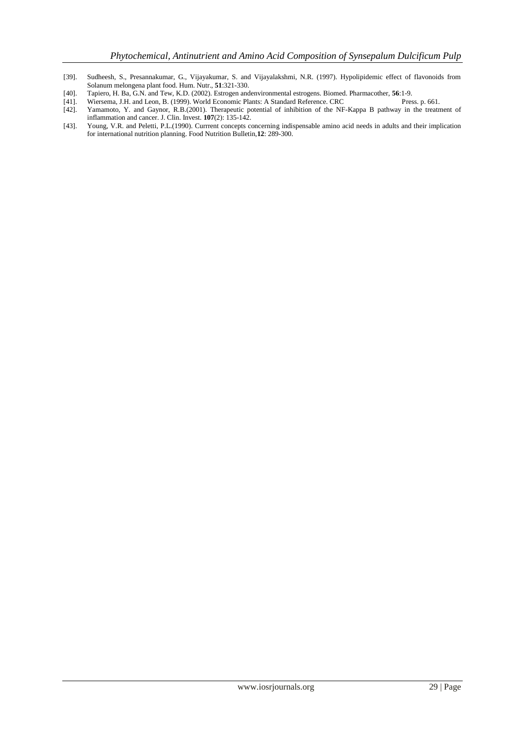[39]. Sudheesh, S., Presannakumar, G., Vijayakumar, S. and Vijayalakshmi, N.R. (1997). Hypolipidemic effect of flavonoids from Solanum melongena plant food. Hum. Nutr., **51**:321-330.

[40]. Tapiero, H. Ba, G.N. and Tew, K.D. (2002). Estrogen andenvironmental estrogens. Biomed. Pharmacother, **56**:1-9.

[41]. Wiersema, J.H. and Leon, B. (1999). World Economic Plants: A Standard Reference. CRC Press. p. 661.

[42]. Yamamoto, Y. and Gaynor, R.B.(2001). Therapeutic potential of inhibition of the NF-Kappa B pathway in the treatment of inflammation and cancer. J. Clin. Invest. **107**(2): 135-142.

[43]. Young, V.R. and Peletti, P.L.(1990). Currrent concepts concerning indispensable amino acid needs in adults and their implication for international nutrition planning. Food Nutrition Bulletin,**12**: 289-300.